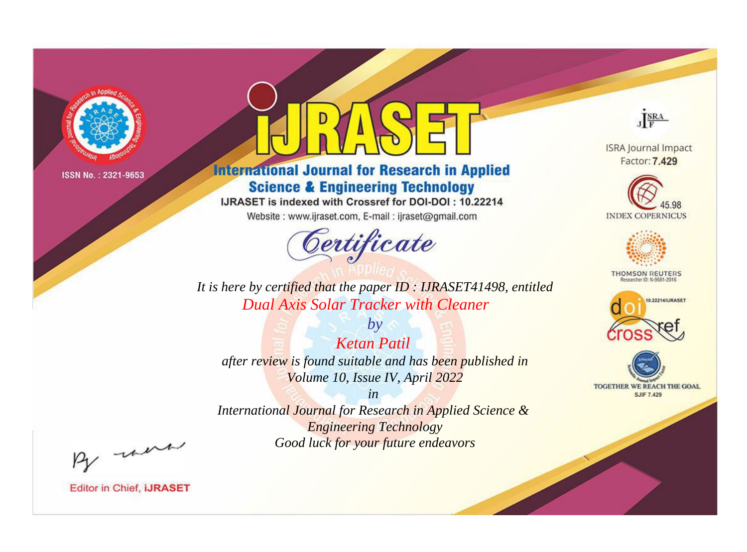ISSN No. : 2321-9653

# iJRASET

## International Journal for Research in Applied Science & Engineering Technology

IJRASET is indexed with Crossref for DOI-DOI : 10.22214

Website : www.ijraset.com, E-mail : ijraset@gmail.com

ISRA Journal Impact Factor: **7.429**

45.98 INDEX COPERNICUS

THOMSON REUTERS Researcher ID: N-9681-2016

10.22214/IJRASET

TOGETHER WE REACH THE GOAL SJIF 7.429

## Certificate

*It is here by certified that the paper ID : IJRASET41498, entitled*

*Dual Axis Solar Tracker with Cleaner*

*by*

*Ketan Patil*

*after review is found suitable and has been published in*

*Volume 10, Issue IV, April 2022*

*in*

*International Journal for Research in Applied Science & Engineering Technology*

*Good luck for your future endeavors*

Editor in Chief, **iJRASET**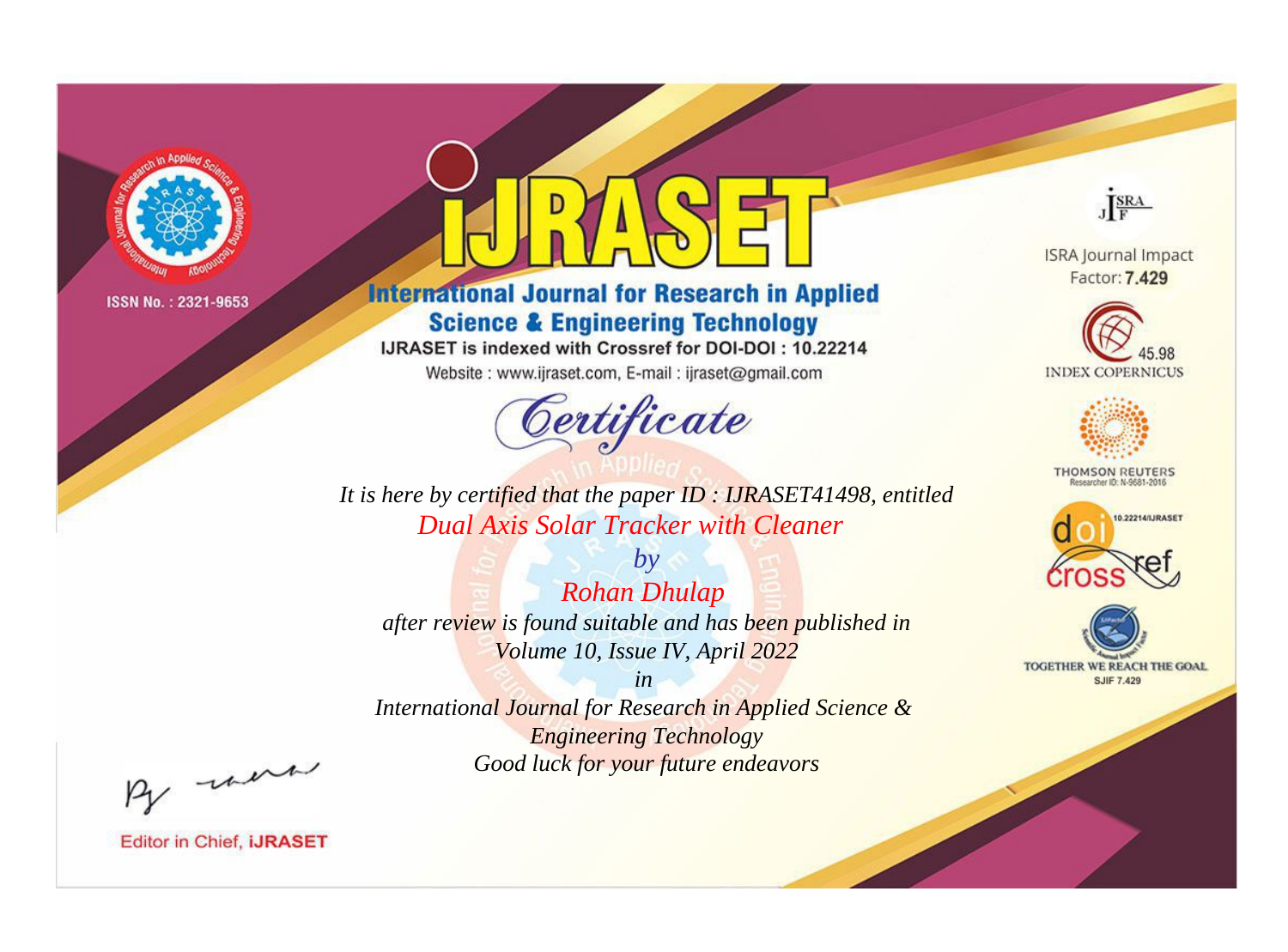ISSN No. : 2321-9653

# iJRASET

## International Journal for Research in Applied Science & Engineering Technology

IJRASET is indexed with Crossref for DOI-DOI : 10.22214

Website : www.ijraset.com, E-mail : ijraset@gmail.com

ISRA Journal Impact Factor: **7.429**

45.98 INDEX COPERNICUS

THOMSON REUTERS Researcher ID: N-9681-2016

10.22214/IJRASET

TOGETHER WE REACH THE GOAL SJIF 7.429

# Certificate

*It is here by certified that the paper ID : IJRASET41498, entitled*

*Dual Axis Solar Tracker with Cleaner*

*by*

*Rohan Dhulap*

*after review is found suitable and has been published in*

*Volume 10, Issue IV, April 2022*

*in*

*International Journal for Research in Applied Science & Engineering Technology*

*Good luck for your future endeavors*

Editor in Chief, **iJRASET**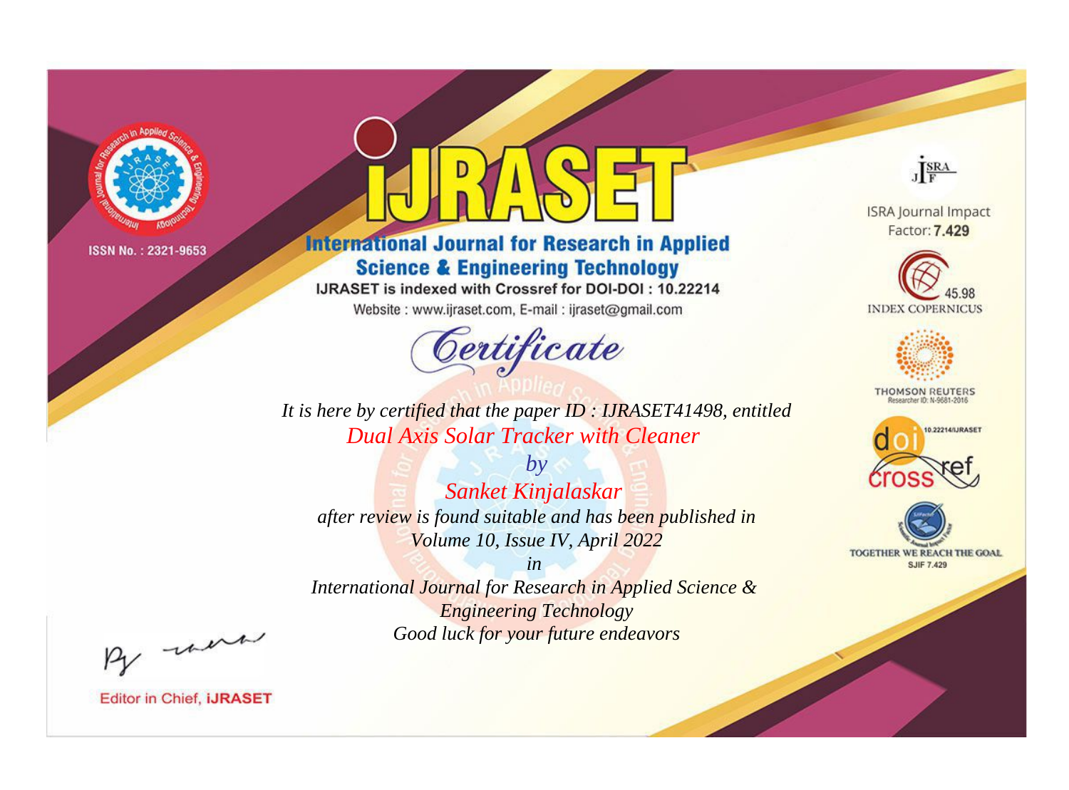ISSN No. : 2321-9653

# iJRASET

## International Journal for Research in Applied Science & Engineering Technology

IJRASET is indexed with Crossref for DOI-DOI : 10.22214

Website : www.ijraset.com, E-mail : ijraset@gmail.com

# Certificate

*It is here by certified that the paper ID : IJRASET41498, entitled*

*Dual Axis Solar Tracker with Cleaner*

*by*

*Sanket Kinjalaskar*

*after review is found suitable and has been published in*

*Volume 10, Issue IV, April 2022*

*in*

*International Journal for Research in Applied Science & Engineering Technology*

*Good luck for your future endeavors*

ISRA Journal Impact Factor: **7.429**

45.98 INDEX COPERNICUS

THOMSON REUTERS Researcher ID: N-9681-2016

10.22214/IJRASET

TOGETHER WE REACH THE GOAL SJIF 7.429

Editor in Chief, **iJRASET**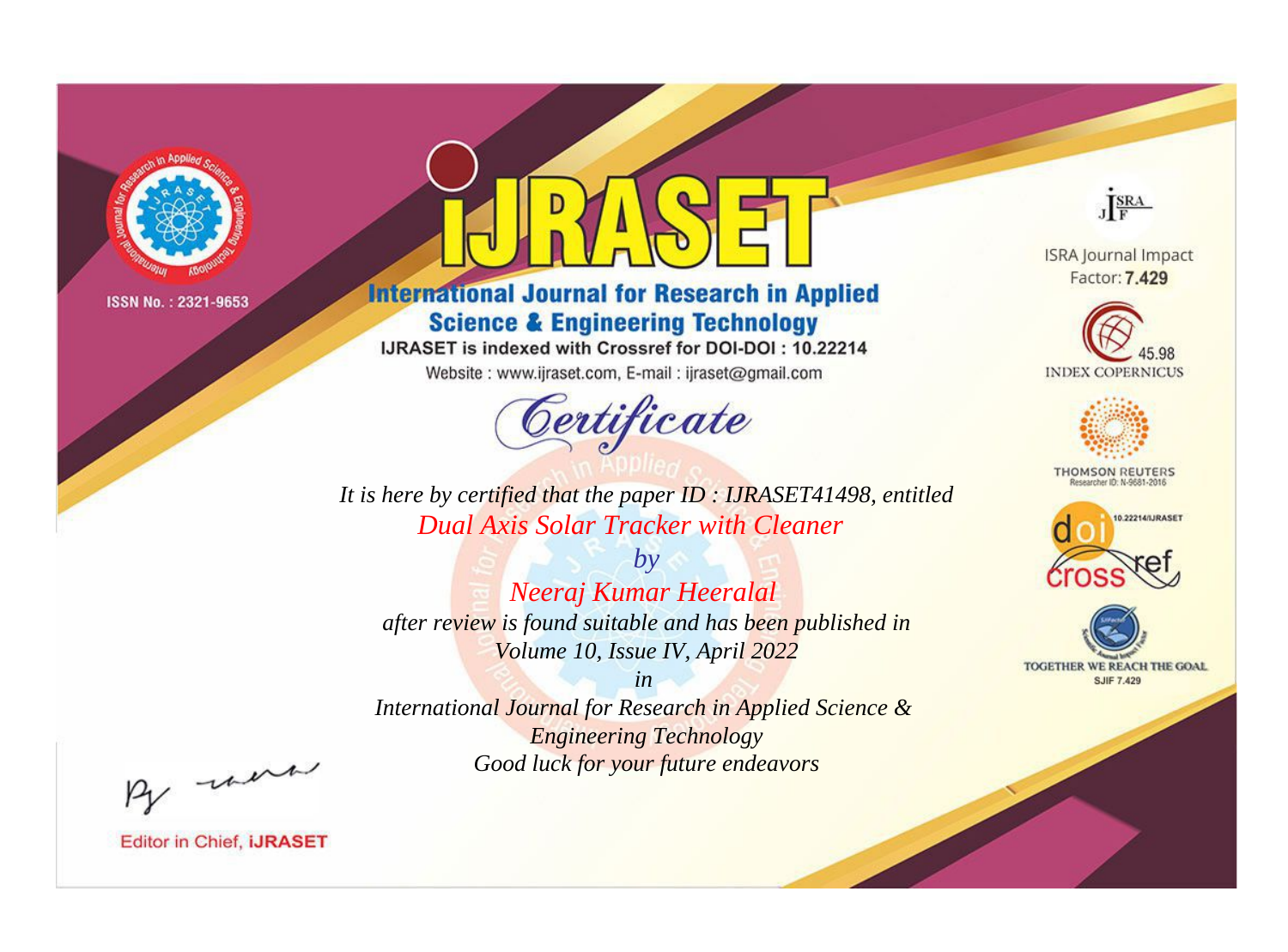ISSN No. : 2321-9653

# iJRASET

## International Journal for Research in Applied Science & Engineering Technology

IJRASET is indexed with Crossref for DOI-DOI : 10.22214

Website : www.ijraset.com, E-mail : ijraset@gmail.com

*Certificate*

*It is here by certified that the paper ID : IJRASET41498, entitled*

*Dual Axis Solar Tracker with Cleaner*

*by*

*Neeraj Kumar Heeralal*

*after review is found suitable and has been published in*

*Volume 10, Issue IV, April 2022*

*in*

*International Journal for Research in Applied Science & Engineering Technology*

*Good luck for your future endeavors*

ISRA Journal Impact Factor: **7.429**

45.98 INDEX COPERNICUS

THOMSON REUTERS
Researcher ID: N-9681-2016

10.22214/IJRASET

TOGETHER WE REACH THE GOAL
SJIF 7.429

Editor in Chief, **iJRASET**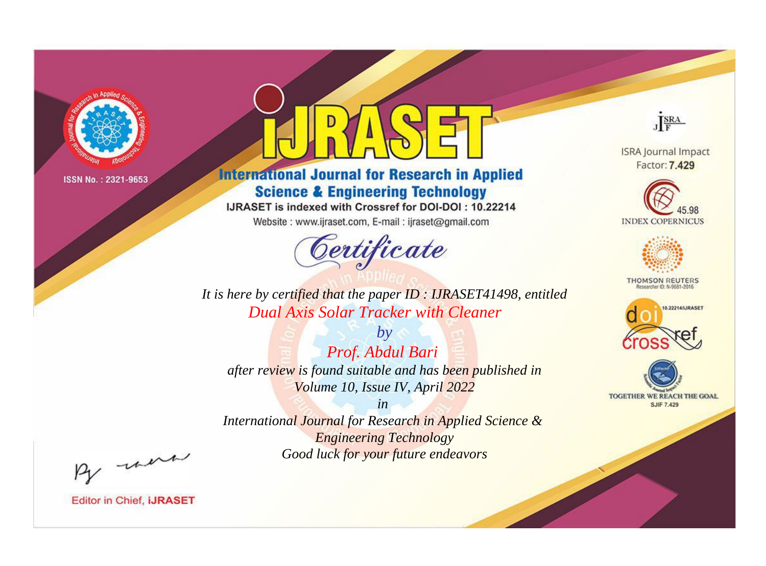ISSN No. : 2321-9653

# IJRASET

**International Journal for Research in Applied Science & Engineering Technology**

IJRASET is indexed with Crossref for DOI-DOI : 10.22214

Website : www.ijraset.com, E-mail : ijraset@gmail.com

*Certificate*

*It is here by certified that the paper ID : IJRASET41498, entitled*

*Dual Axis Solar Tracker with Cleaner*

*by*

*Prof. Abdul Bari*

*after review is found suitable and has been published in*

*Volume 10, Issue IV, April 2022*

*in*

*International Journal for Research in Applied Science & Engineering Technology*

*Good luck for your future endeavors*

ISRA Journal Impact Factor: **7.429**

45.98 INDEX COPERNICUS

THOMSON REUTERS Researcher ID: N-9681-2016

10.22214/IJRASET

TOGETHER WE REACH THE GOAL SJIF 7.429

Editor in Chief, **iJRASET**